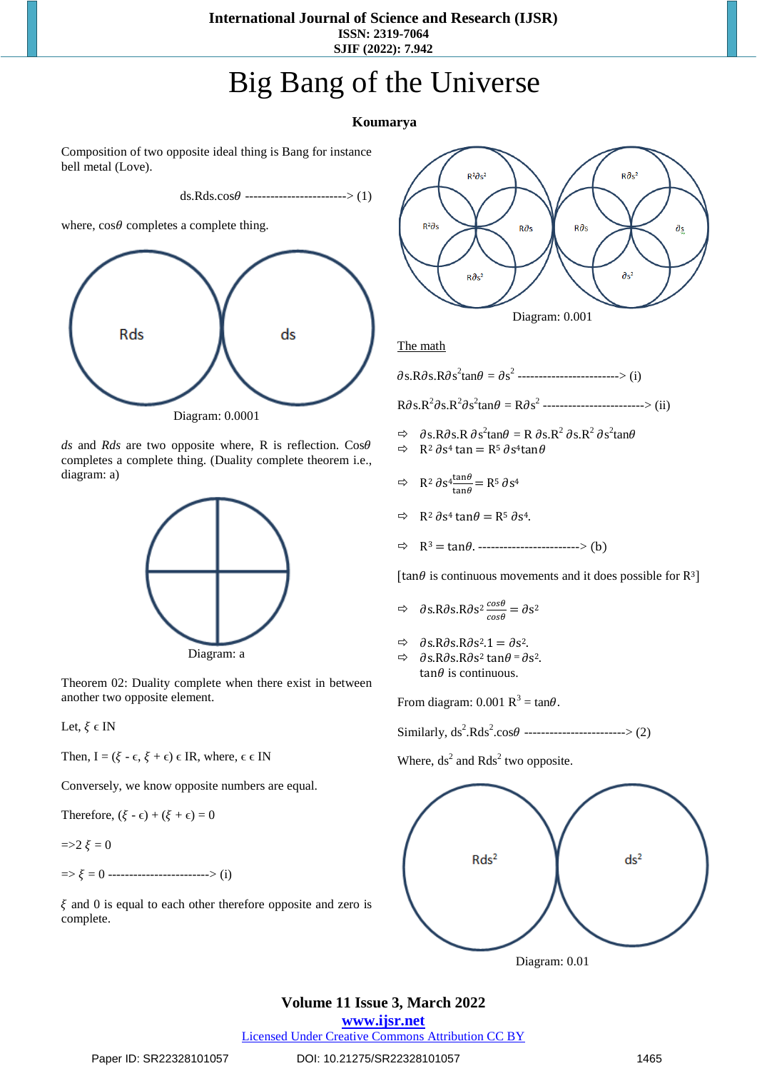# Big Bang of the Universe

**Koumarya**

Composition of two opposite ideal thing is Bang for instance bell metal (Love).

$$ds.Rds.\cos\theta \text{ ------------------------> (1)}$$

where, $\cos\theta$ completes a complete thing.

Rds

ds

Diagram: 0.0001

*ds* and *Rds* are two opposite where, R is reflection. $\cos\theta$ completes a complete thing. (Duality complete theorem i.e., diagram: a)

Diagram: a

Theorem 02: Duality complete when there exist in between another two opposite element.

Let, $\xi \in IN$

Then, $I = (\xi - \epsilon, \xi + \epsilon) \in IR$, where, $\epsilon \in IN$

Conversely, we know opposite numbers are equal.

Therefore, $(\xi - \epsilon) + (\xi + \epsilon) = 0$

$\Rightarrow 2\xi = 0$

$\Rightarrow \xi = 0$ ------------------------> (i)

$\xi$ and 0 is equal to each other therefore opposite and zero is complete.

$R^2\partial s^2$ $R\partial s^2$ $R^2\partial s$ $R\partial s$ $R\partial s$ $\partial s$ $R\partial s^2$ $\partial s^2$

Diagram: 0.001

The math

$\partial s.R\partial s.R\partial s^2\tan\theta = \partial s^2$ ------------------------> (i)

$R\partial s.R^2\partial s.R^2\partial s^2\tan\theta = R\partial s^2$ ------------------------> (ii)

- $\Rightarrow$ $\partial s.R\partial s.R\,\partial s^2\tan\theta = R\,\partial s.R^2\,\partial s.R^2\,\partial s^2\tan\theta$
- $\Rightarrow$ $R^2\,\partial s^4\tan = R^5\,\partial s^4\tan\theta$
- $\Rightarrow$ $R^2\,\partial s^4\frac{\tan\theta}{\tan\theta} = R^5\,\partial s^4$
- $\Rightarrow$ $R^2\,\partial s^4\tan\theta = R^5\,\partial s^4.$
- $\Rightarrow$ $R^3 = \tan\theta.$ ------------------------> (b)

[$\tan\theta$ is continuous movements and it does possible for $R^3$]

- $\Rightarrow$ $\partial s.R\partial s.R\partial s^2\frac{\cos\theta}{\cos\theta} = \partial s^2$
- $\Rightarrow$ $\partial s.R\partial s.R\partial s^2.1 = \partial s^2.$
- $\Rightarrow$ $\partial s.R\partial s.R\partial s^2\tan\theta = \partial s^2.$
  $\tan\theta$ is continuous.

From diagram: 0.001 $R^3 = \tan\theta$.

Similarly, $ds^2.Rds^2.\cos\theta$ ------------------------> (2)

Where, $ds^2$ and $Rds^2$ two opposite.

$Rds^2$

$ds^2$

Diagram: 0.01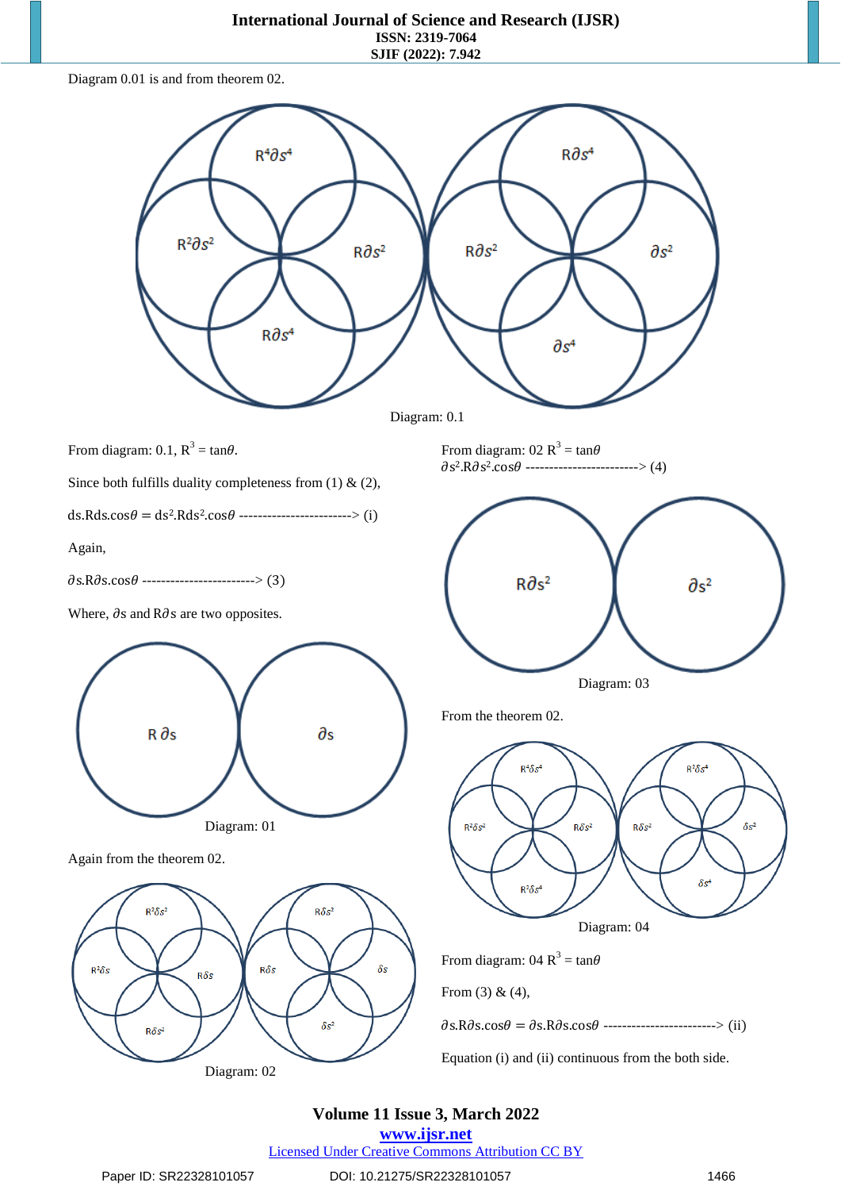Diagram 0.01 is and from theorem 02.

Diagram: 0.1

From diagram: 0.1, $R^3 = \tan\theta$.

Since both fulfills duality completeness from (1) & (2),

$ds.Rds.\cos\theta = ds^2.Rds^2.\cos\theta$ ------------------------> (i)

Again,

$\partial s.R\partial s.\cos\theta$ ------------------------> (3)

Where, $\partial s$ and $R\partial s$ are two opposites.

Diagram: 01

Again from the theorem 02.

Diagram: 02

From diagram: 02 $R^3 = \tan\theta$

$\partial s^2.R\partial s^2.\cos\theta$ ------------------------> (4)

Diagram: 03

From the theorem 02.

Diagram: 04

From diagram: 04 $R^3 = \tan\theta$

From (3) & (4),

$\partial s.R\partial s.\cos\theta = \partial s.R\partial s.\cos\theta$ ------------------------> (ii)

Equation (i) and (ii) continuous from the both side.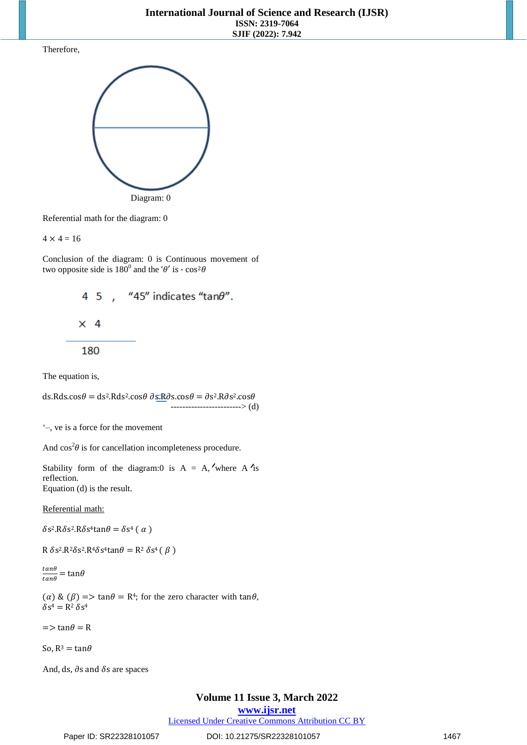Therefore,

Diagram: 0

Referential math for the diagram: 0

$4 \times 4 = 16$

Conclusion of the diagram: 0 is Continuous movement of two opposite side is $180^0$ and the '$\theta$' is - $\cos^2\theta$

4 5 , "45" indicates "$\tan\theta$".

× 4

180

The equation is,

$$ds.Rds.\cos\theta = ds^2.Rds^2.\cos\theta\ \partial s.R\partial s.\cos\theta = \partial s^2.R\partial s^2.\cos\theta$$
------------------------> (d)

'–, ve is a force for the movement

And $\cos^2\theta$ is for cancellation incompleteness procedure.

Stability form of the diagram:0 is A = A,′where A′is reflection.
Equation (d) is the result.

Referential math:

$\delta s^2.R\delta s^2.R\delta s^4\tan\theta = \delta s^4$ ( $\alpha$ )

$R\ \delta s^2.R^2\delta s^2.R^4\delta s^4\tan\theta = R^2\ \delta s^4$ ( $\beta$ )

$\frac{\tan\theta}{\tan\theta} = \tan\theta$

$(\alpha)$ & $(\beta)$ => $\tan\theta = R^4$; for the zero character with $\tan\theta$, $\delta s^4 = R^2\ \delta s^4$

$=> \tan\theta = R$

So, $R^3 = \tan\theta$

And, ds, $\partial$s and $\delta$s are spaces